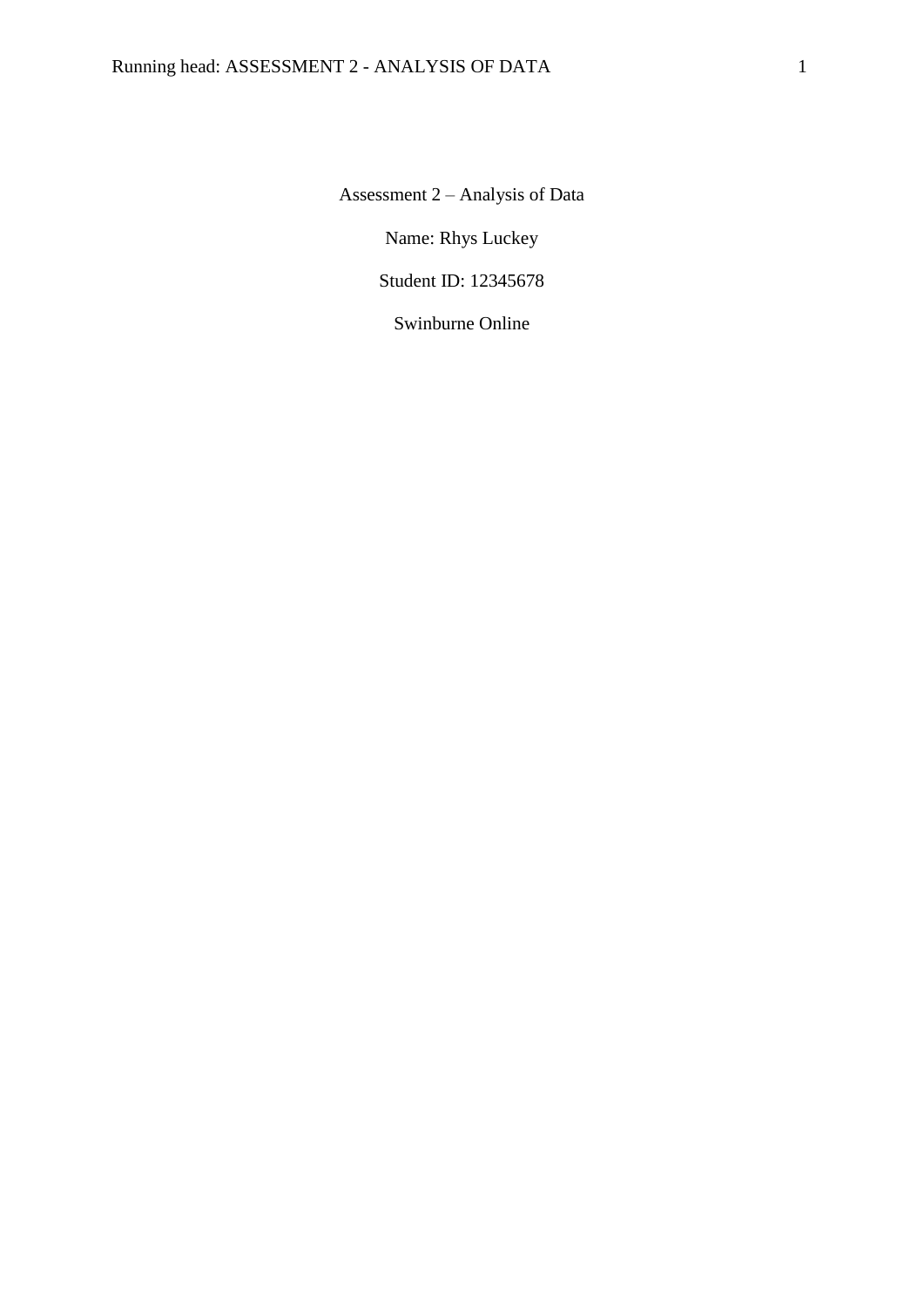Assessment 2 – Analysis of Data

Name: Rhys Luckey

Student ID: 12345678

Swinburne Online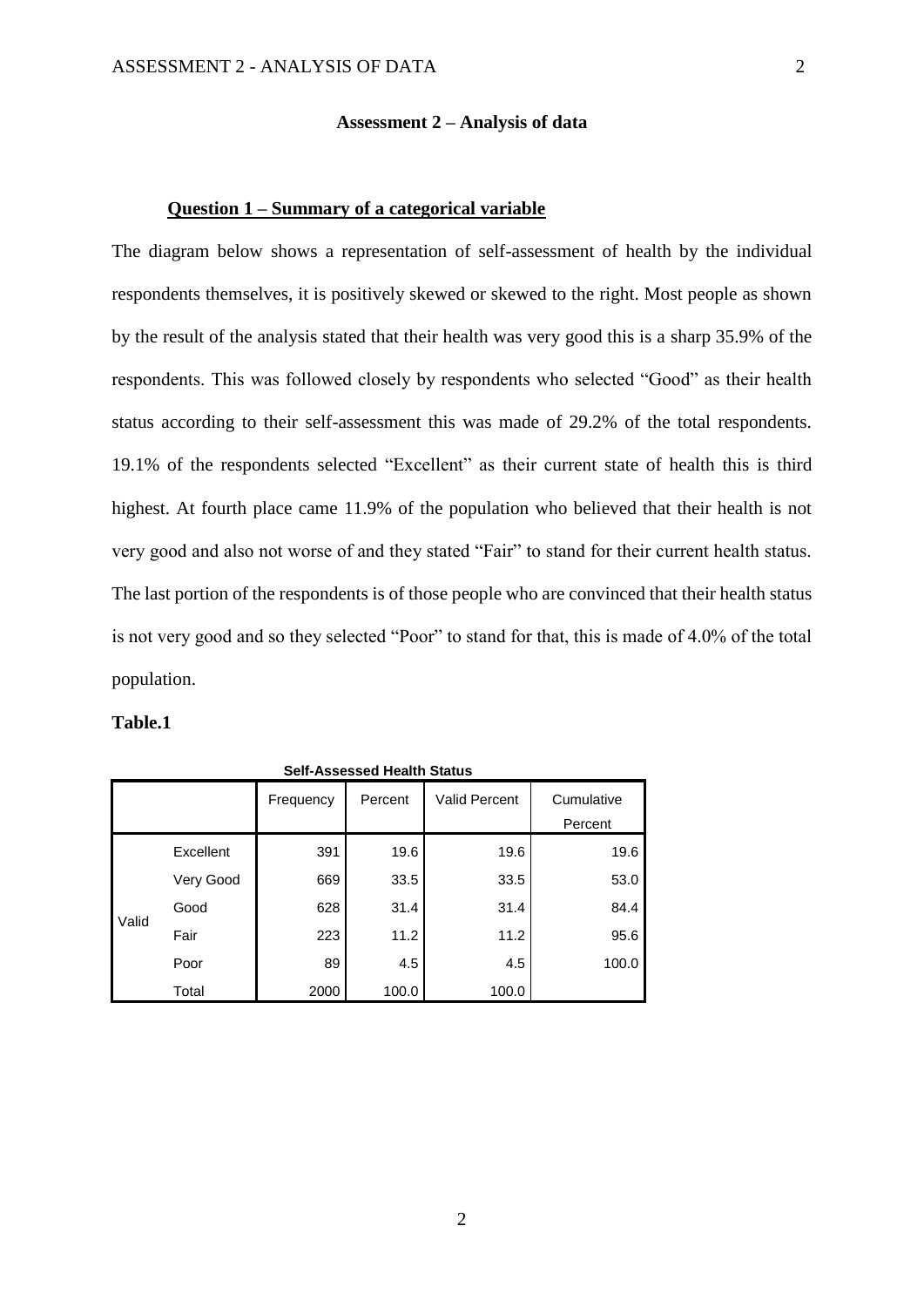**Assessment 2 – Analysis of data**

**<u>Question 1 – Summary of a categorical variable</u>**

The diagram below shows a representation of self-assessment of health by the individual respondents themselves, it is positively skewed or skewed to the right. Most people as shown by the result of the analysis stated that their health was very good this is a sharp 35.9% of the respondents. This was followed closely by respondents who selected "Good" as their health status according to their self-assessment this was made of 29.2% of the total respondents. 19.1% of the respondents selected "Excellent" as their current state of health this is third highest. At fourth place came 11.9% of the population who believed that their health is not very good and also not worse of and they stated "Fair" to stand for their current health status. The last portion of the respondents is of those people who are convinced that their health status is not very good and so they selected "Poor" to stand for that, this is made of 4.0% of the total population.

**Table.1**

**Self-Assessed Health Status**

| | | Frequency | Percent | Valid Percent | Cumulative Percent |
|---|---|---|---|---|---|
| Valid | Excellent | 391 | 19.6 | 19.6 | 19.6 |
| | Very Good | 669 | 33.5 | 33.5 | 53.0 |
| | Good | 628 | 31.4 | 31.4 | 84.4 |
| | Fair | 223 | 11.2 | 11.2 | 95.6 |
| | Poor | 89 | 4.5 | 4.5 | 100.0 |
| | Total | 2000 | 100.0 | 100.0 | |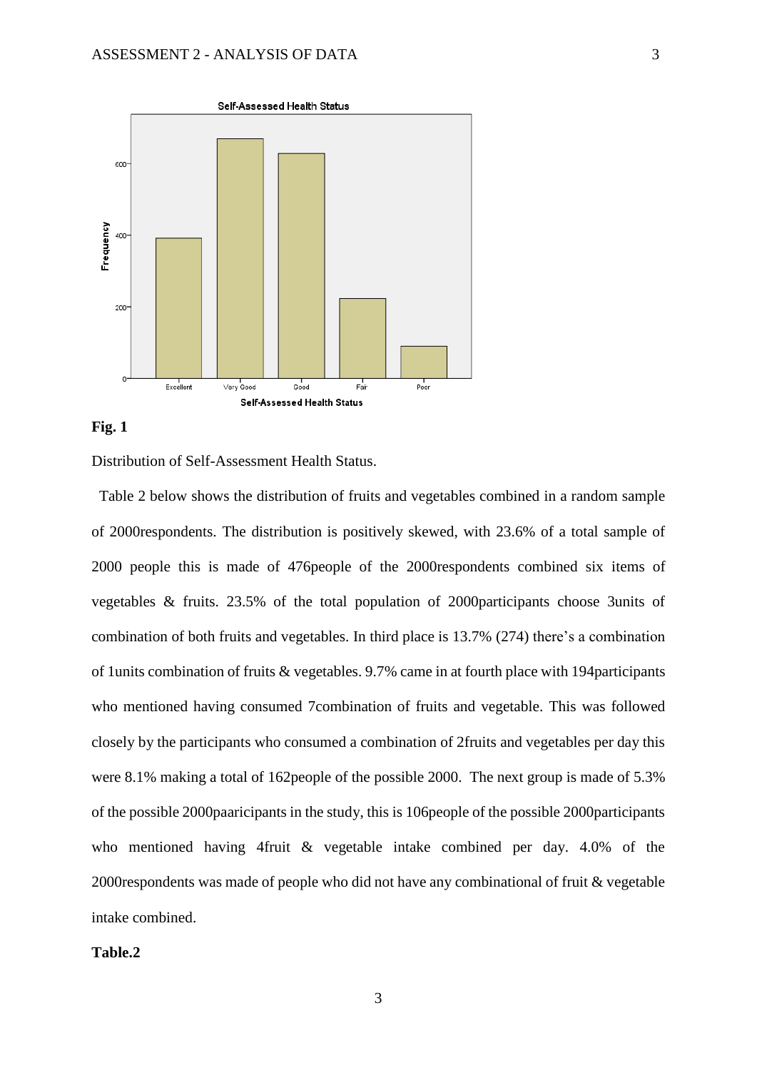**Fig. 1**

Distribution of Self-Assessment Health Status.

Table 2 below shows the distribution of fruits and vegetables combined in a random sample of 2000respondents. The distribution is positively skewed, with 23.6% of a total sample of 2000 people this is made of 476people of the 2000respondents combined six items of vegetables & fruits. 23.5% of the total population of 2000participants choose 3units of combination of both fruits and vegetables. In third place is 13.7% (274) there's a combination of 1units combination of fruits & vegetables. 9.7% came in at fourth place with 194participants who mentioned having consumed 7combination of fruits and vegetable. This was followed closely by the participants who consumed a combination of 2fruits and vegetables per day this were 8.1% making a total of 162people of the possible 2000. The next group is made of 5.3% of the possible 2000paaricipants in the study, this is 106people of the possible 2000participants who mentioned having 4fruit & vegetable intake combined per day. 4.0% of the 2000respondents was made of people who did not have any combinational of fruit & vegetable intake combined.

**Table.2**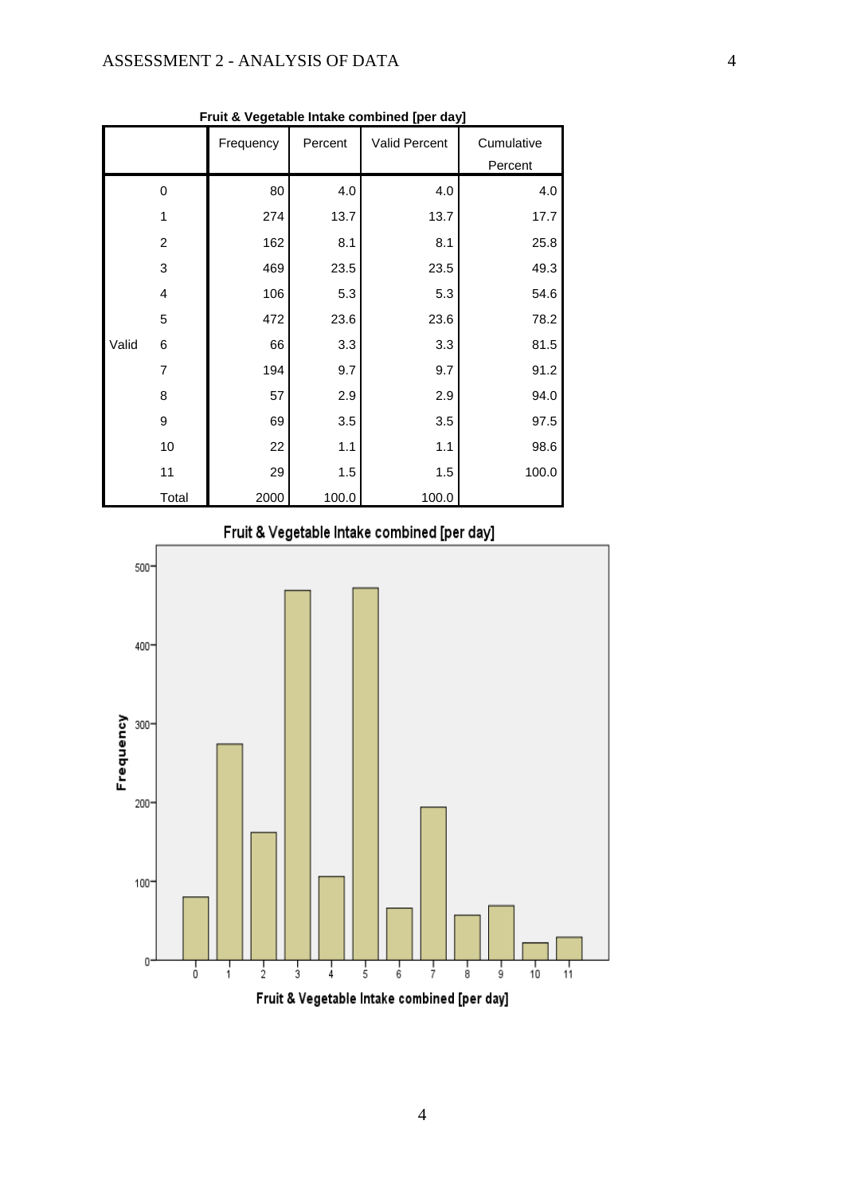**Fruit & Vegetable Intake combined [per day]**

| | | Frequency | Percent | Valid Percent | Cumulative Percent |
|---|---|---|---|---|---|
| Valid | 0 | 80 | 4.0 | 4.0 | 4.0 |
| | 1 | 274 | 13.7 | 13.7 | 17.7 |
| | 2 | 162 | 8.1 | 8.1 | 25.8 |
| | 3 | 469 | 23.5 | 23.5 | 49.3 |
| | 4 | 106 | 5.3 | 5.3 | 54.6 |
| | 5 | 472 | 23.6 | 23.6 | 78.2 |
| | 6 | 66 | 3.3 | 3.3 | 81.5 |
| | 7 | 194 | 9.7 | 9.7 | 91.2 |
| | 8 | 57 | 2.9 | 2.9 | 94.0 |
| | 9 | 69 | 3.5 | 3.5 | 97.5 |
| | 10 | 22 | 1.1 | 1.1 | 98.6 |
| | 11 | 29 | 1.5 | 1.5 | 100.0 |
| | Total | 2000 | 100.0 | 100.0 | |

Fruit & Vegetable Intake combined [per day]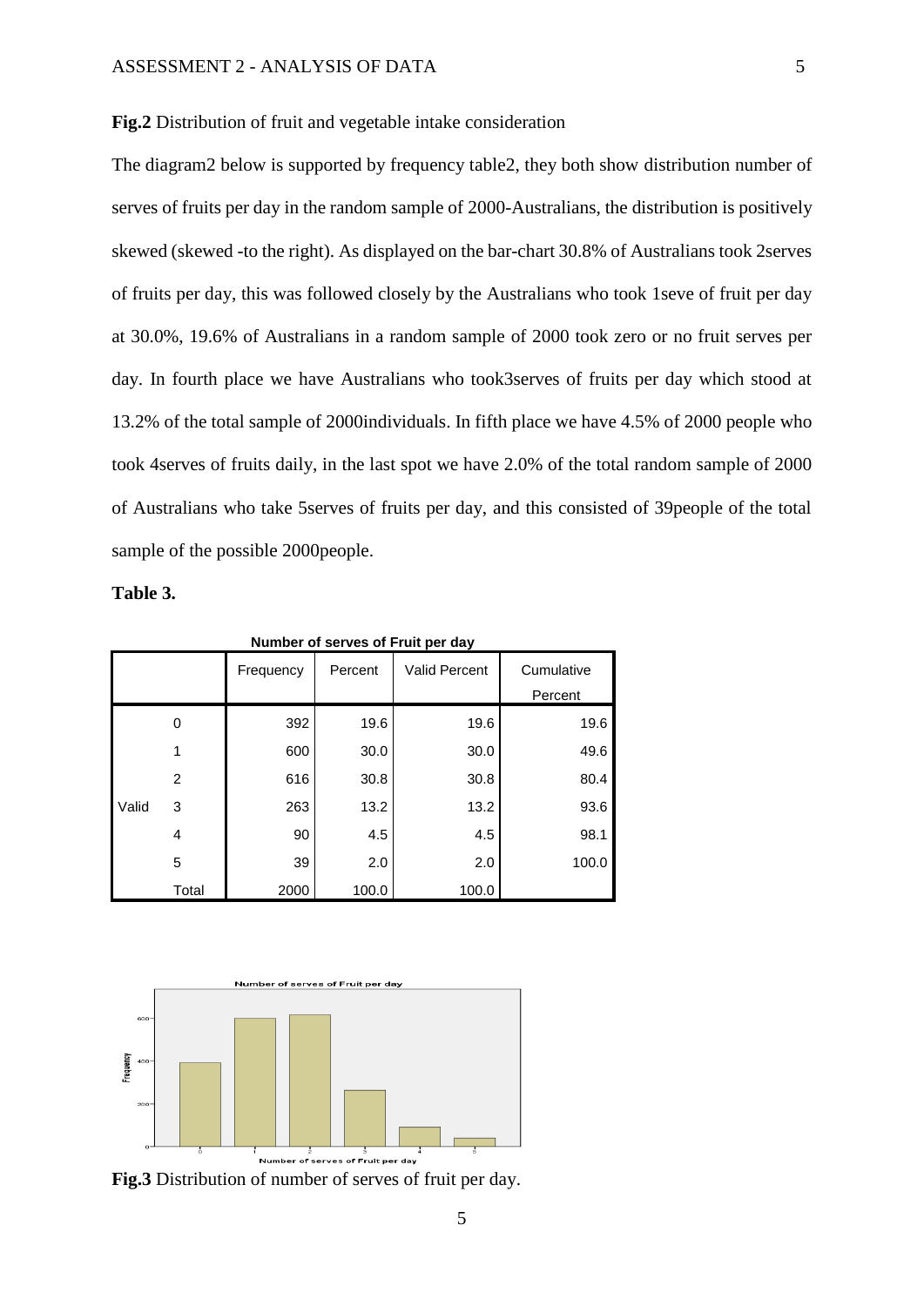**Fig.2** Distribution of fruit and vegetable intake consideration

The diagram2 below is supported by frequency table2, they both show distribution number of serves of fruits per day in the random sample of 2000-Australians, the distribution is positively skewed (skewed -to the right). As displayed on the bar-chart 30.8% of Australians took 2serves of fruits per day, this was followed closely by the Australians who took 1seve of fruit per day at 30.0%, 19.6% of Australians in a random sample of 2000 took zero or no fruit serves per day. In fourth place we have Australians who took3serves of fruits per day which stood at 13.2% of the total sample of 2000individuals. In fifth place we have 4.5% of 2000 people who took 4serves of fruits daily, in the last spot we have 2.0% of the total random sample of 2000 of Australians who take 5serves of fruits per day, and this consisted of 39people of the total sample of the possible 2000people.

**Table 3.**

**Number of serves of Fruit per day**

| | | Frequency | Percent | Valid Percent | Cumulative Percent |
|---|---|---|---|---|---|
| Valid | 0 | 392 | 19.6 | 19.6 | 19.6 |
| | 1 | 600 | 30.0 | 30.0 | 49.6 |
| | 2 | 616 | 30.8 | 30.8 | 80.4 |
| | 3 | 263 | 13.2 | 13.2 | 93.6 |
| | 4 | 90 | 4.5 | 4.5 | 98.1 |
| | 5 | 39 | 2.0 | 2.0 | 100.0 |
| | Total | 2000 | 100.0 | 100.0 | |

**Fig.3** Distribution of number of serves of fruit per day.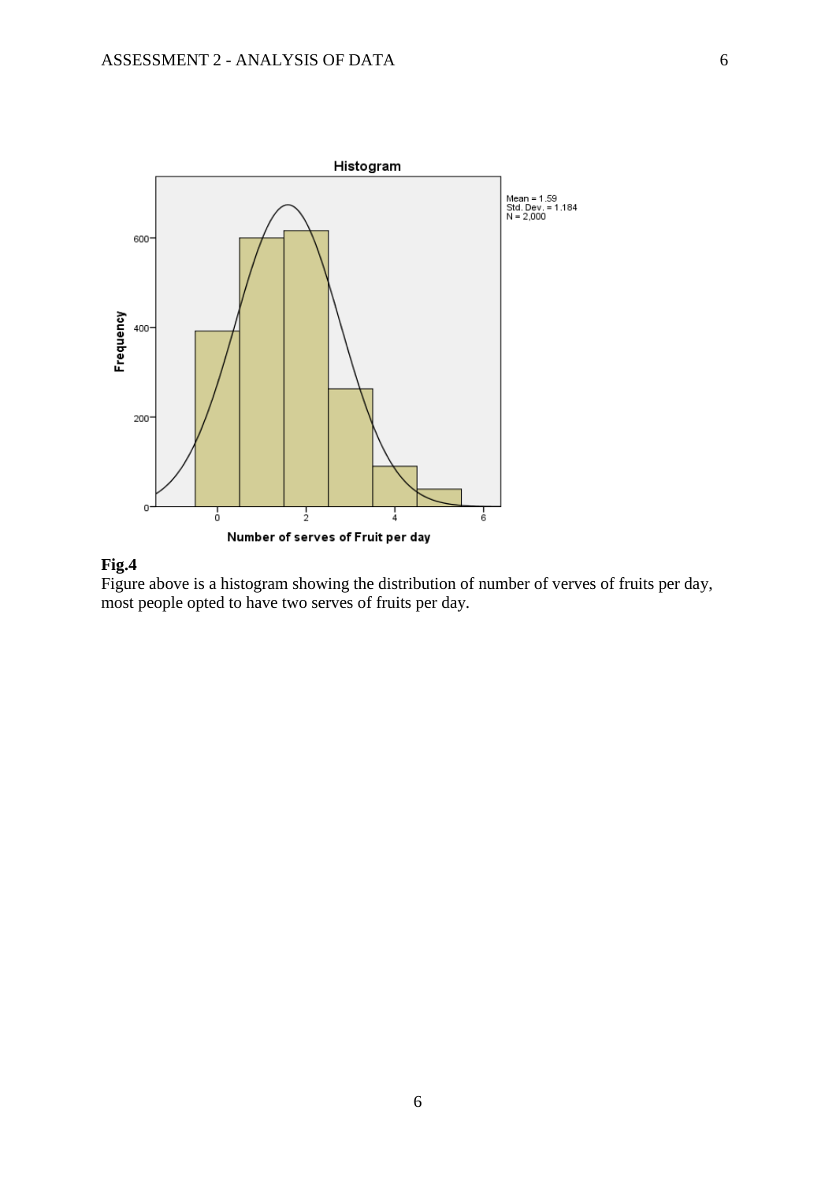**Fig.4**

Figure above is a histogram showing the distribution of number of verves of fruits per day, most people opted to have two serves of fruits per day.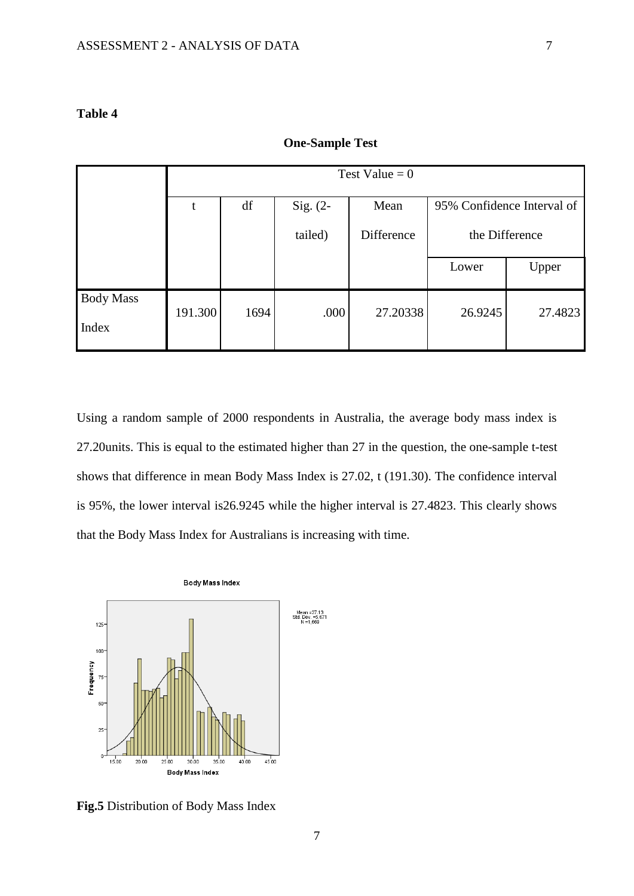**Table 4**

**One-Sample Test**

| | Test Value = 0 | | | | | |
|---|---|---|---|---|---|---|
| | t | df | Sig. (2-tailed) | Mean Difference | 95% Confidence Interval of the Difference | |
| | | | | | Lower | Upper |
| Body Mass Index | 191.300 | 1694 | .000 | 27.20338 | 26.9245 | 27.4823 |

Using a random sample of 2000 respondents in Australia, the average body mass index is 27.20units. This is equal to the estimated higher than 27 in the question, the one-sample t-test shows that difference in mean Body Mass Index is 27.02, t (191.30). The confidence interval is 95%, the lower interval is26.9245 while the higher interval is 27.4823. This clearly shows that the Body Mass Index for Australians is increasing with time.

**Fig.5** Distribution of Body Mass Index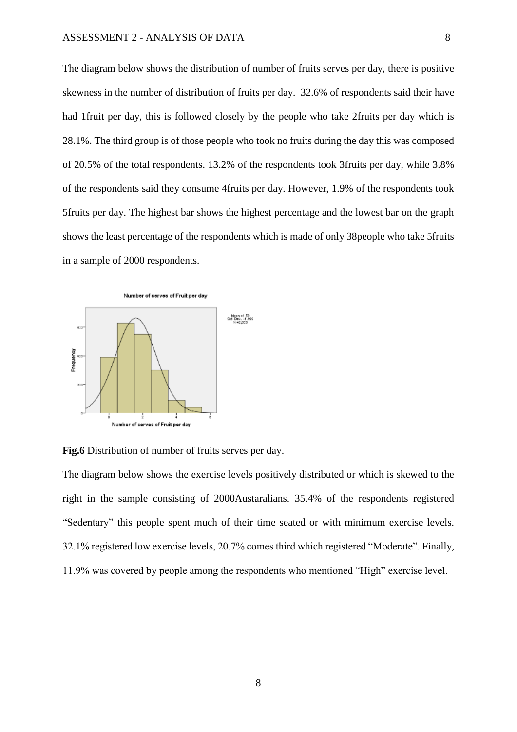The diagram below shows the distribution of number of fruits serves per day, there is positive skewness in the number of distribution of fruits per day. 32.6% of respondents said their have had 1fruit per day, this is followed closely by the people who take 2fruits per day which is 28.1%. The third group is of those people who took no fruits during the day this was composed of 20.5% of the total respondents. 13.2% of the respondents took 3fruits per day, while 3.8% of the respondents said they consume 4fruits per day. However, 1.9% of the respondents took 5fruits per day. The highest bar shows the highest percentage and the lowest bar on the graph shows the least percentage of the respondents which is made of only 38people who take 5fruits in a sample of 2000 respondents.

**Fig.6** Distribution of number of fruits serves per day.

The diagram below shows the exercise levels positively distributed or which is skewed to the right in the sample consisting of 2000Austaralians. 35.4% of the respondents registered "Sedentary" this people spent much of their time seated or with minimum exercise levels. 32.1% registered low exercise levels, 20.7% comes third which registered "Moderate". Finally, 11.9% was covered by people among the respondents who mentioned "High" exercise level.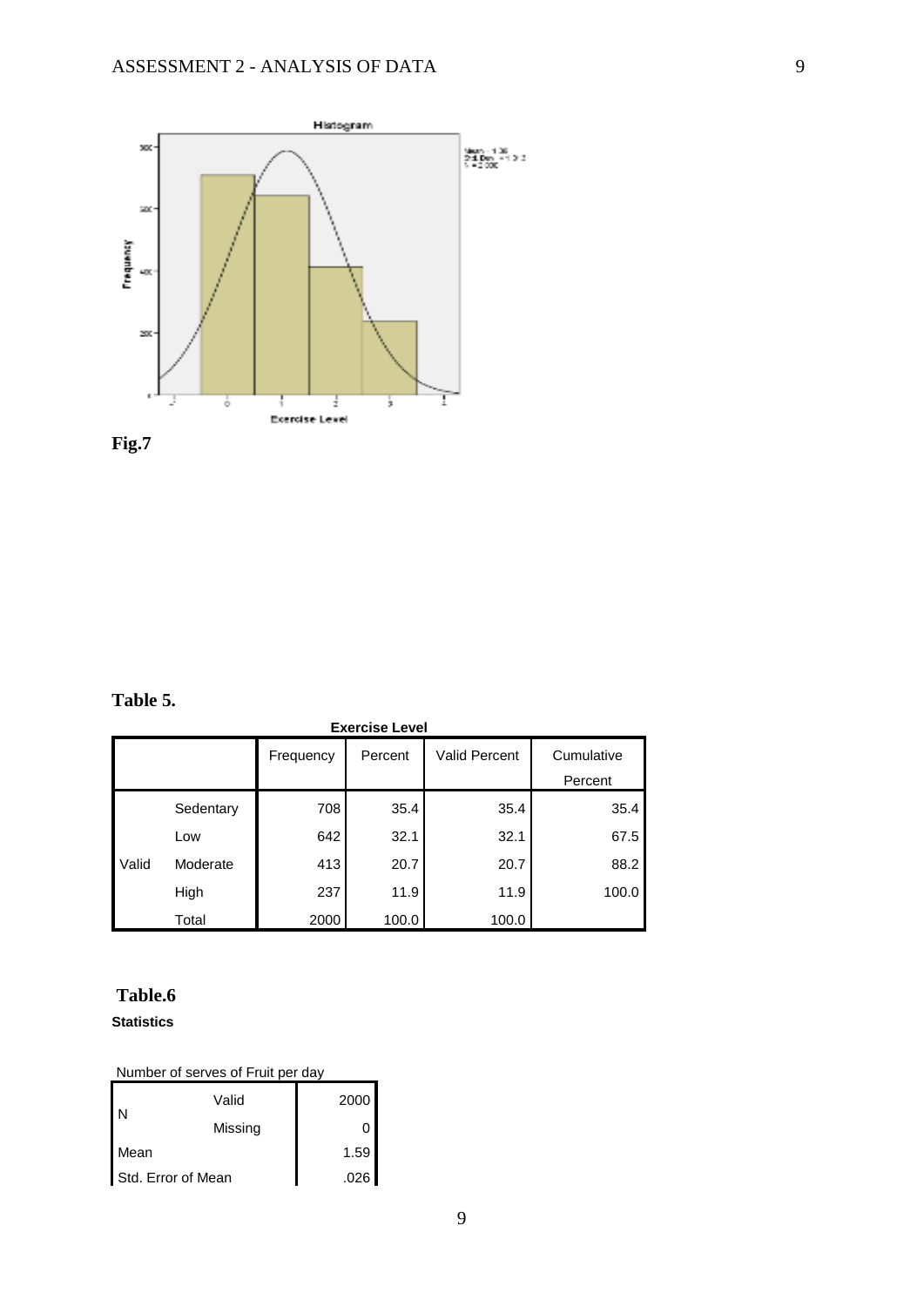**Fig.7**

**Table 5.**

**Exercise Level**

| | | Frequency | Percent | Valid Percent | Cumulative Percent |
|---|---|---|---|---|---|
| Valid | Sedentary | 708 | 35.4 | 35.4 | 35.4 |
| | Low | 642 | 32.1 | 32.1 | 67.5 |
| | Moderate | 413 | 20.7 | 20.7 | 88.2 |
| | High | 237 | 11.9 | 11.9 | 100.0 |
| | Total | 2000 | 100.0 | 100.0 | |

**Table.6**

**Statistics**

Number of serves of Fruit per day

| | | |
|---|---|---|
| N | Valid | 2000 |
| | Missing | 0 |
| Mean | | 1.59 |
| Std. Error of Mean | | .026 |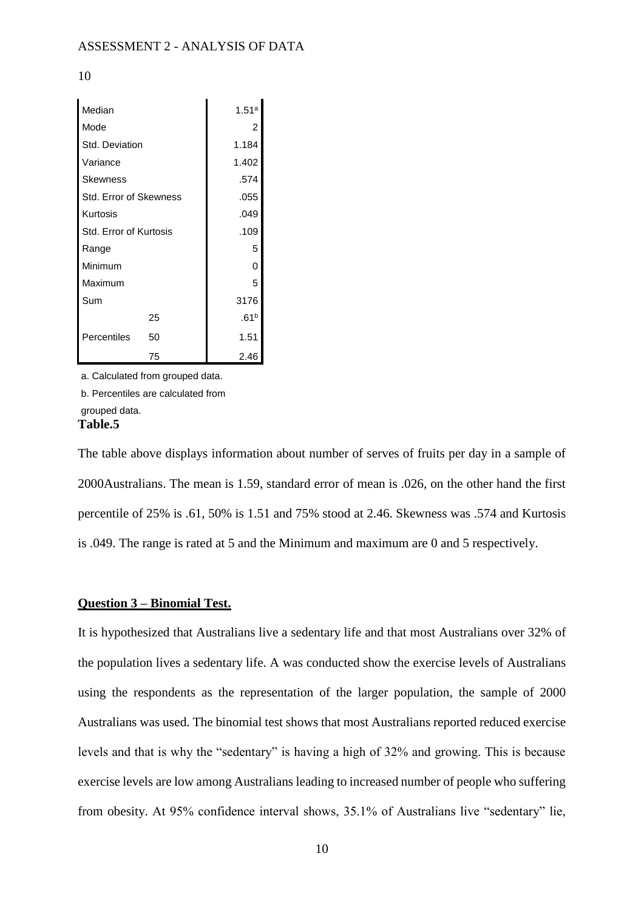| | | |
|---|---|---|
| Median | | 1.51[a] |
| Mode | | 2 |
| Std. Deviation | | 1.184 |
| Variance | | 1.402 |
| Skewness | | .574 |
| Std. Error of Skewness | | .055 |
| Kurtosis | | .049 |
| Std. Error of Kurtosis | | .109 |
| Range | | 5 |
| Minimum | | 0 |
| Maximum | | 5 |
| Sum | | 3176 |
| | 25 | .61[b] |
| Percentiles | 50 | 1.51 |
| | 75 | 2.46 |

a. Calculated from grouped data.

b. Percentiles are calculated from grouped data.

**Table.5**

The table above displays information about number of serves of fruits per day in a sample of 2000Australians. The mean is 1.59, standard error of mean is .026, on the other hand the first percentile of 25% is .61, 50% is 1.51 and 75% stood at 2.46. Skewness was .574 and Kurtosis is .049. The range is rated at 5 and the Minimum and maximum are 0 and 5 respectively.

## Question 3 – Binomial Test.

It is hypothesized that Australians live a sedentary life and that most Australians over 32% of the population lives a sedentary life. A was conducted show the exercise levels of Australians using the respondents as the representation of the larger population, the sample of 2000 Australians was used. The binomial test shows that most Australians reported reduced exercise levels and that is why the "sedentary" is having a high of 32% and growing. This is because exercise levels are low among Australians leading to increased number of people who suffering from obesity. At 95% confidence interval shows, 35.1% of Australians live "sedentary" lie,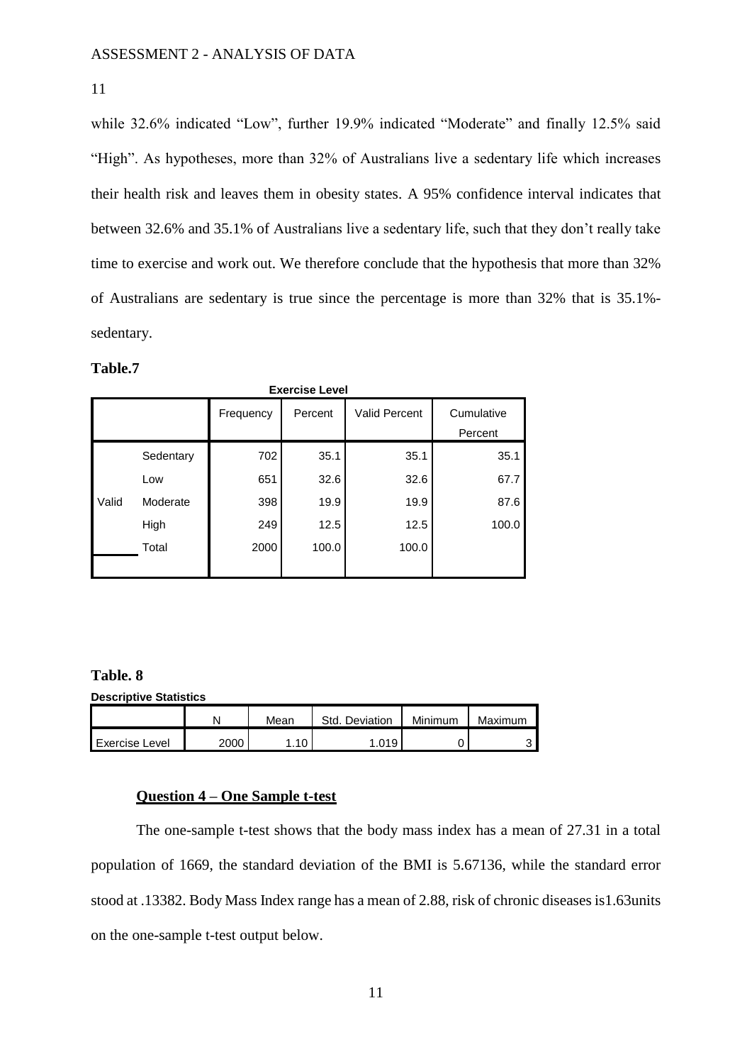while 32.6% indicated "Low", further 19.9% indicated "Moderate" and finally 12.5% said "High". As hypotheses, more than 32% of Australians live a sedentary life which increases their health risk and leaves them in obesity states. A 95% confidence interval indicates that between 32.6% and 35.1% of Australians live a sedentary life, such that they don't really take time to exercise and work out. We therefore conclude that the hypothesis that more than 32% of Australians are sedentary is true since the percentage is more than 32% that is 35.1%-sedentary.

**Table.7**

**Exercise Level**

| | | Frequency | Percent | Valid Percent | Cumulative Percent |
|---|---|---|---|---|---|
| Valid | Sedentary | 702 | 35.1 | 35.1 | 35.1 |
| | Low | 651 | 32.6 | 32.6 | 67.7 |
| | Moderate | 398 | 19.9 | 19.9 | 87.6 |
| | High | 249 | 12.5 | 12.5 | 100.0 |
| | Total | 2000 | 100.0 | 100.0 | |

**Table. 8**

**Descriptive Statistics**

| | N | Mean | Std. Deviation | Minimum | Maximum |
|---|---|---|---|---|---|
| Exercise Level | 2000 | 1.10 | 1.019 | 0 | 3 |

## Question 4 – One Sample t-test

The one-sample t-test shows that the body mass index has a mean of 27.31 in a total population of 1669, the standard deviation of the BMI is 5.67136, while the standard error stood at .13382. Body Mass Index range has a mean of 2.88, risk of chronic diseases is1.63units on the one-sample t-test output below.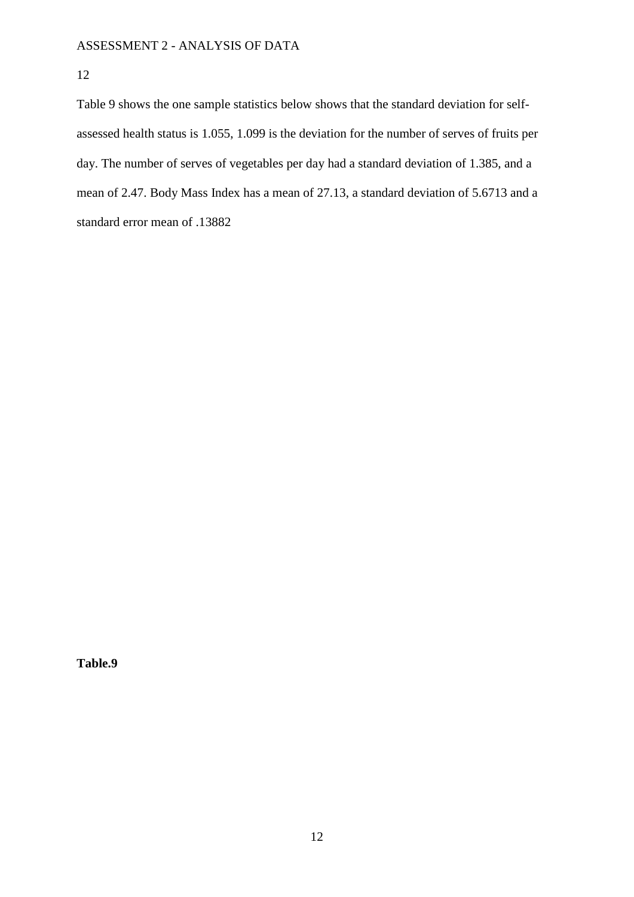Table 9 shows the one sample statistics below shows that the standard deviation for self-assessed health status is 1.055, 1.099 is the deviation for the number of serves of fruits per day. The number of serves of vegetables per day had a standard deviation of 1.385, and a mean of 2.47. Body Mass Index has a mean of 27.13, a standard deviation of 5.6713 and a standard error mean of .13882

**Table.9**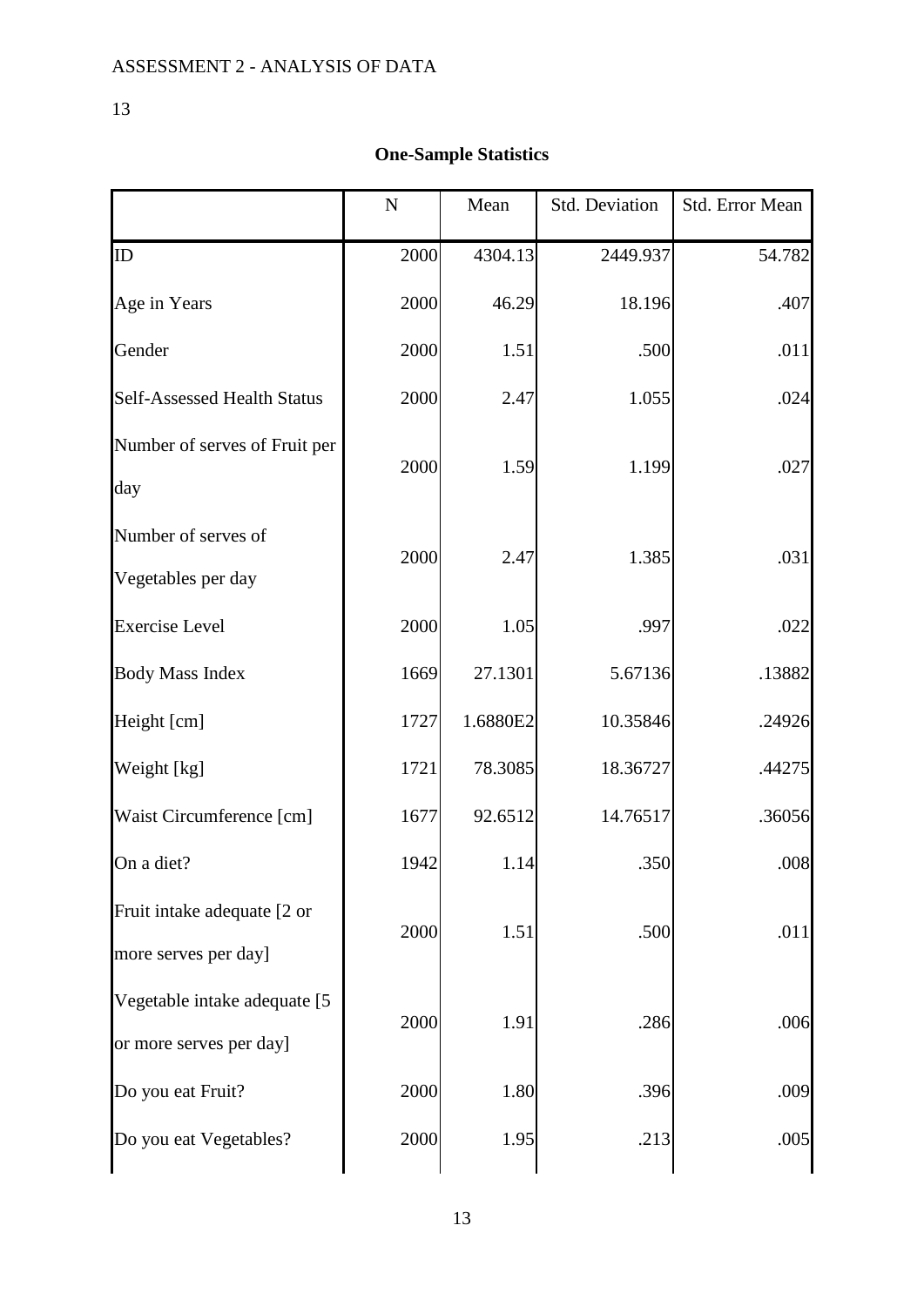**One-Sample Statistics**

| | N | Mean | Std. Deviation | Std. Error Mean |
|---|---|---|---|---|
| ID | 2000 | 4304.13 | 2449.937 | 54.782 |
| Age in Years | 2000 | 46.29 | 18.196 | .407 |
| Gender | 2000 | 1.51 | .500 | .011 |
| Self-Assessed Health Status | 2000 | 2.47 | 1.055 | .024 |
| Number of serves of Fruit per day | 2000 | 1.59 | 1.199 | .027 |
| Number of serves of Vegetables per day | 2000 | 2.47 | 1.385 | .031 |
| Exercise Level | 2000 | 1.05 | .997 | .022 |
| Body Mass Index | 1669 | 27.1301 | 5.67136 | .13882 |
| Height [cm] | 1727 | 1.6880E2 | 10.35846 | .24926 |
| Weight [kg] | 1721 | 78.3085 | 18.36727 | .44275 |
| Waist Circumference [cm] | 1677 | 92.6512 | 14.76517 | .36056 |
| On a diet? | 1942 | 1.14 | .350 | .008 |
| Fruit intake adequate [2 or more serves per day] | 2000 | 1.51 | .500 | .011 |
| Vegetable intake adequate [5 or more serves per day] | 2000 | 1.91 | .286 | .006 |
| Do you eat Fruit? | 2000 | 1.80 | .396 | .009 |
| Do you eat Vegetables? | 2000 | 1.95 | .213 | .005 |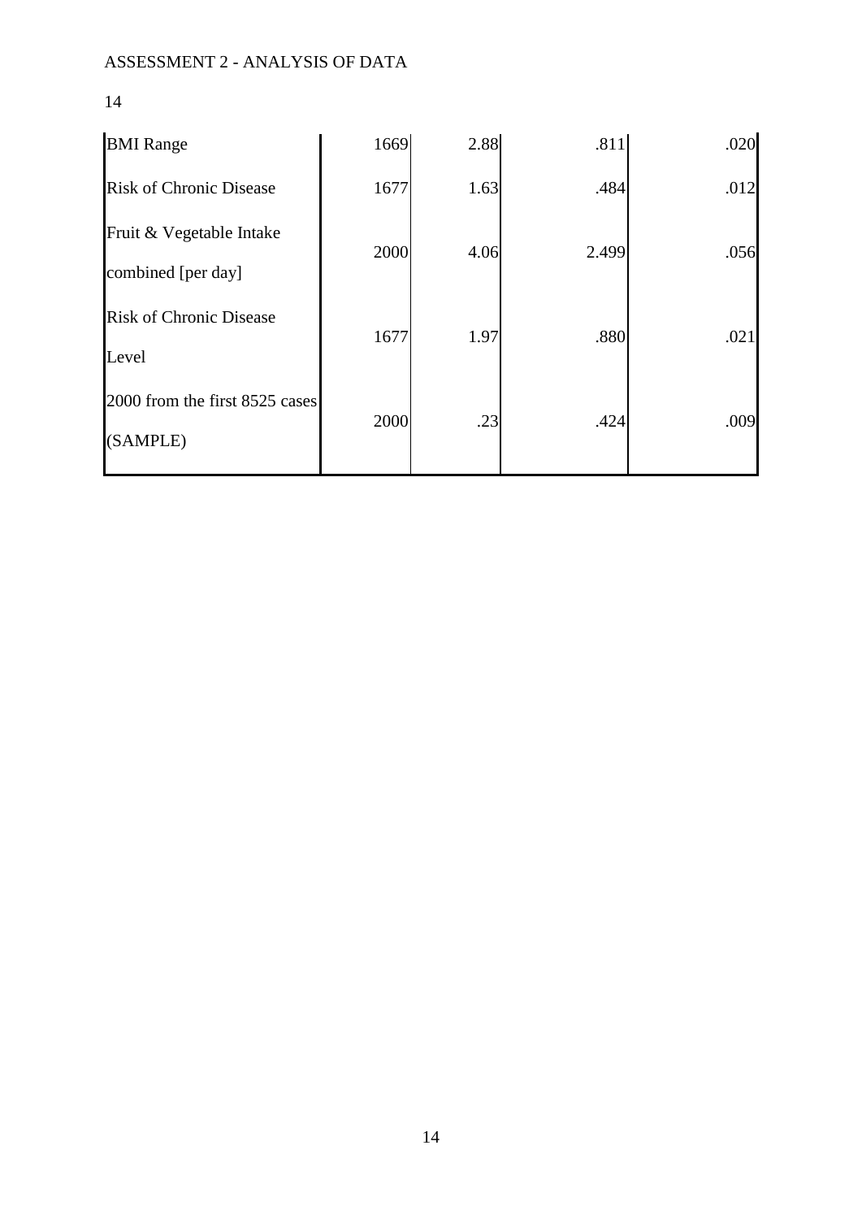| | | | | |
|---|---|---|---|---|
| BMI Range | 1669 | 2.88 | .811 | .020 |
| Risk of Chronic Disease | 1677 | 1.63 | .484 | .012 |
| Fruit & Vegetable Intake combined [per day] | 2000 | 4.06 | 2.499 | .056 |
| Risk of Chronic Disease Level | 1677 | 1.97 | .880 | .021 |
| 2000 from the first 8525 cases (SAMPLE) | 2000 | .23 | .424 | .009 |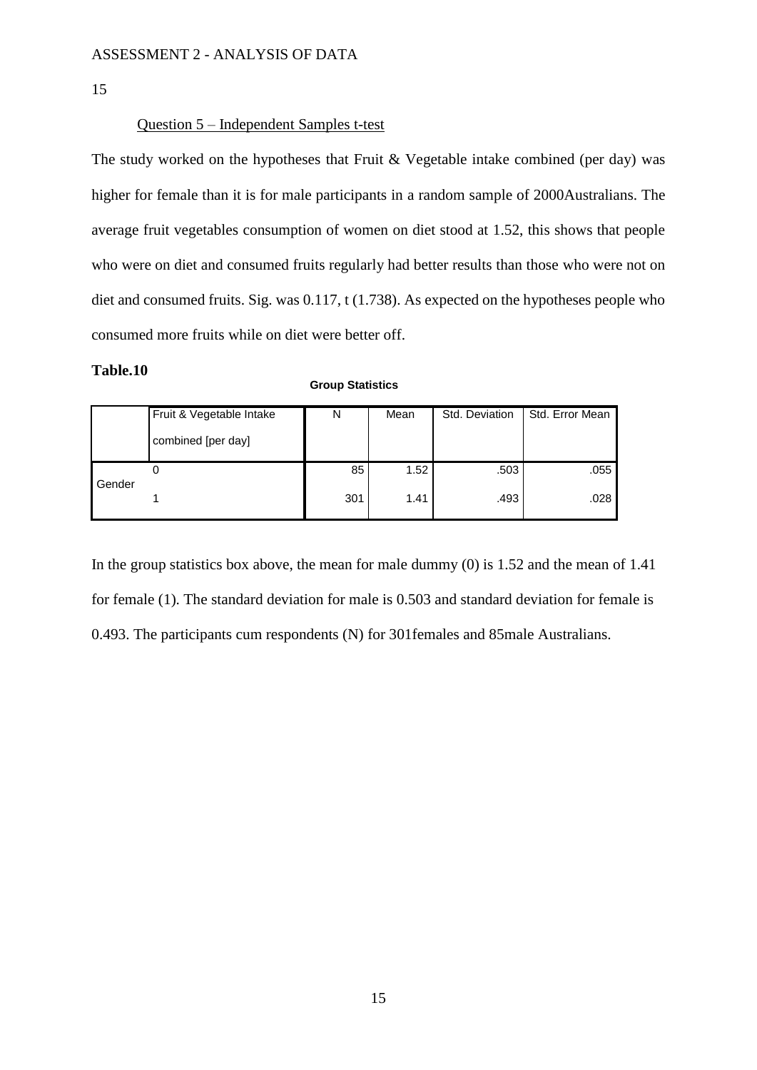## Question 5 – Independent Samples t-test

The study worked on the hypotheses that Fruit & Vegetable intake combined (per day) was higher for female than it is for male participants in a random sample of 2000Australians. The average fruit vegetables consumption of women on diet stood at 1.52, this shows that people who were on diet and consumed fruits regularly had better results than those who were not on diet and consumed fruits. Sig. was 0.117, t (1.738). As expected on the hypotheses people who consumed more fruits while on diet were better off.

**Table.10**

**Group Statistics**

| | Fruit & Vegetable Intake combined [per day] | N | Mean | Std. Deviation | Std. Error Mean |
|---|---|---|---|---|---|
| Gender | 0 | 85 | 1.52 | .503 | .055 |
| | 1 | 301 | 1.41 | .493 | .028 |

In the group statistics box above, the mean for male dummy (0) is 1.52 and the mean of 1.41 for female (1). The standard deviation for male is 0.503 and standard deviation for female is 0.493. The participants cum respondents (N) for 301females and 85male Australians.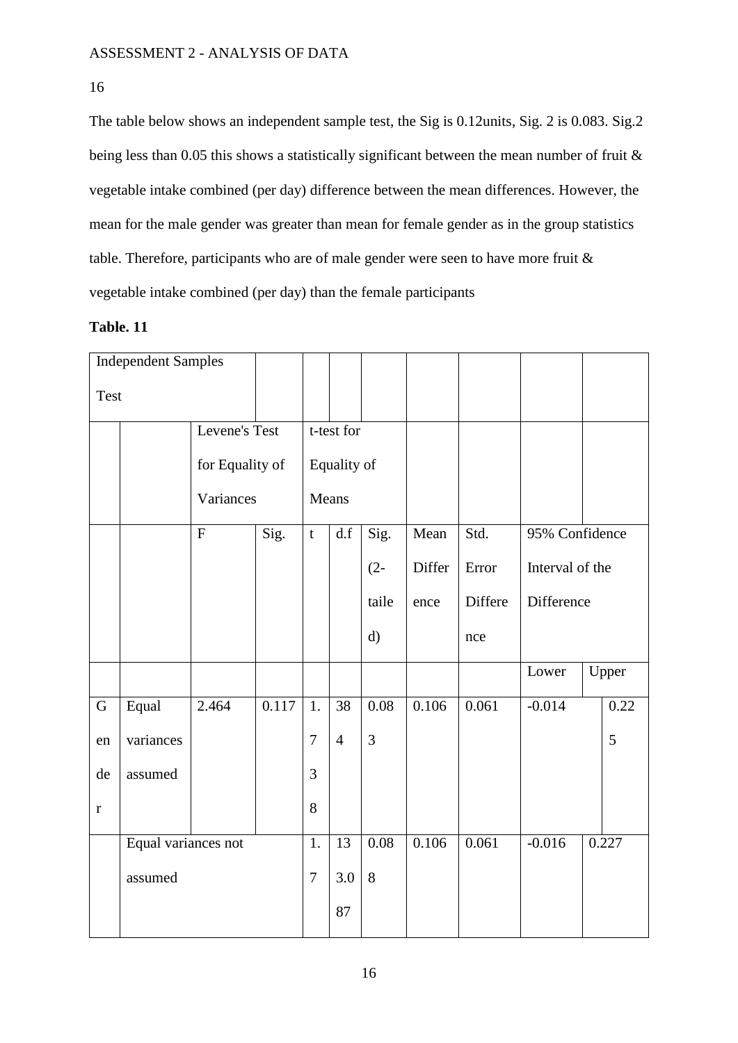The table below shows an independent sample test, the Sig is 0.12units, Sig. 2 is 0.083. Sig.2 being less than 0.05 this shows a statistically significant between the mean number of fruit & vegetable intake combined (per day) difference between the mean differences. However, the mean for the male gender was greater than mean for female gender as in the group statistics table. Therefore, participants who are of male gender were seen to have more fruit & vegetable intake combined (per day) than the female participants

**Table. 11**

| Independent Samples Test | | | | | | | | | | |
|---|---|---|---|---|---|---|---|---|---|---|
| | | Levene's Test for Equality of Variances | | t-test for Equality of Means | | | | | | |
| | | F | Sig. | t | d.f | Sig. (2-tailed) | Mean Difference | Std. Error Difference | 95% Confidence Interval of the Difference | |
| | | | | | | | | | Lower | Upper |
| Gender | Equal variances assumed | 2.464 | 0.117 | 1.738 | 384 | 0.083 | 0.106 | 0.061 | -0.014 | 0.225 |
| | Equal variances not assumed | | | 1.7 | 133.087 | 0.088 | 0.106 | 0.061 | -0.016 | 0.227 |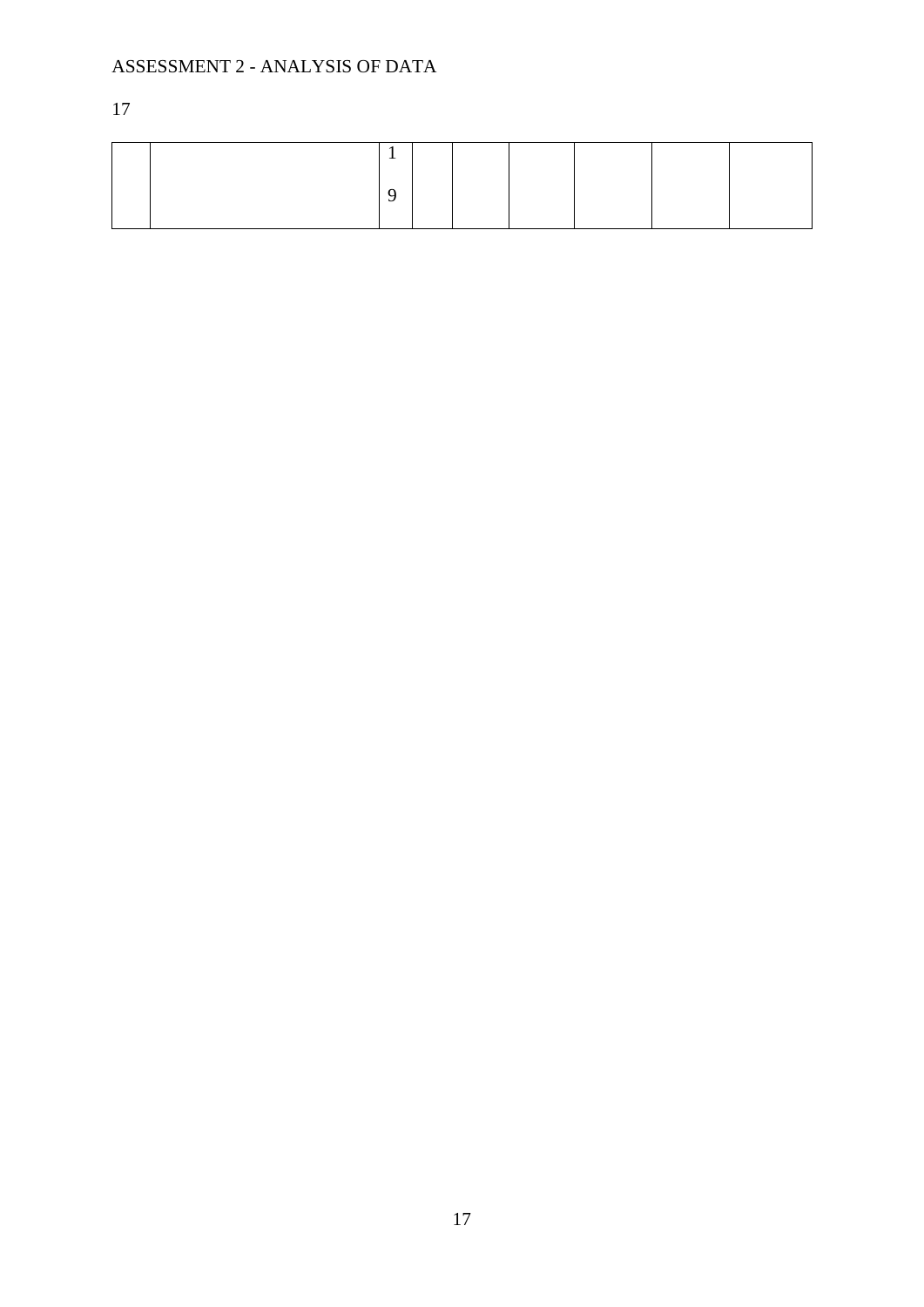| | | | | | | | |
|---|---|---|---|---|---|---|---|
| | | 19 | | | | | |